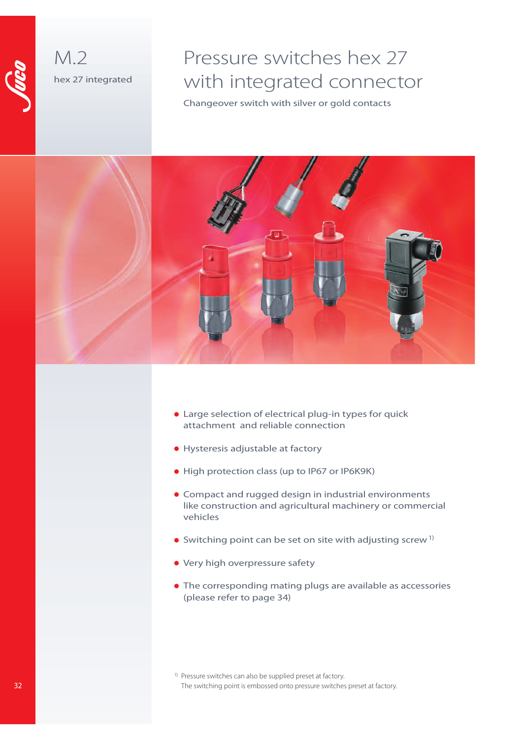M.2

hex 27 integrated

# Pressure switches hex 27 with integrated connector

Changeover switch with silver or gold contacts

- Large selection of electrical plug-in types for quick attachment and reliable connection
- Hysteresis adjustable at factory
- High protection class (up to IP67 or IP6K9K)
- Compact and rugged design in industrial environments like construction and agricultural machinery or commercial vehicles
- Switching point can be set on site with adjusting screw [1)]
- Very high overpressure safety
- The corresponding mating plugs are available as accessories (please refer to page 34)

[1)] Pressure switches can also be supplied preset at factory.
The switching point is embossed onto pressure switches preset at factory.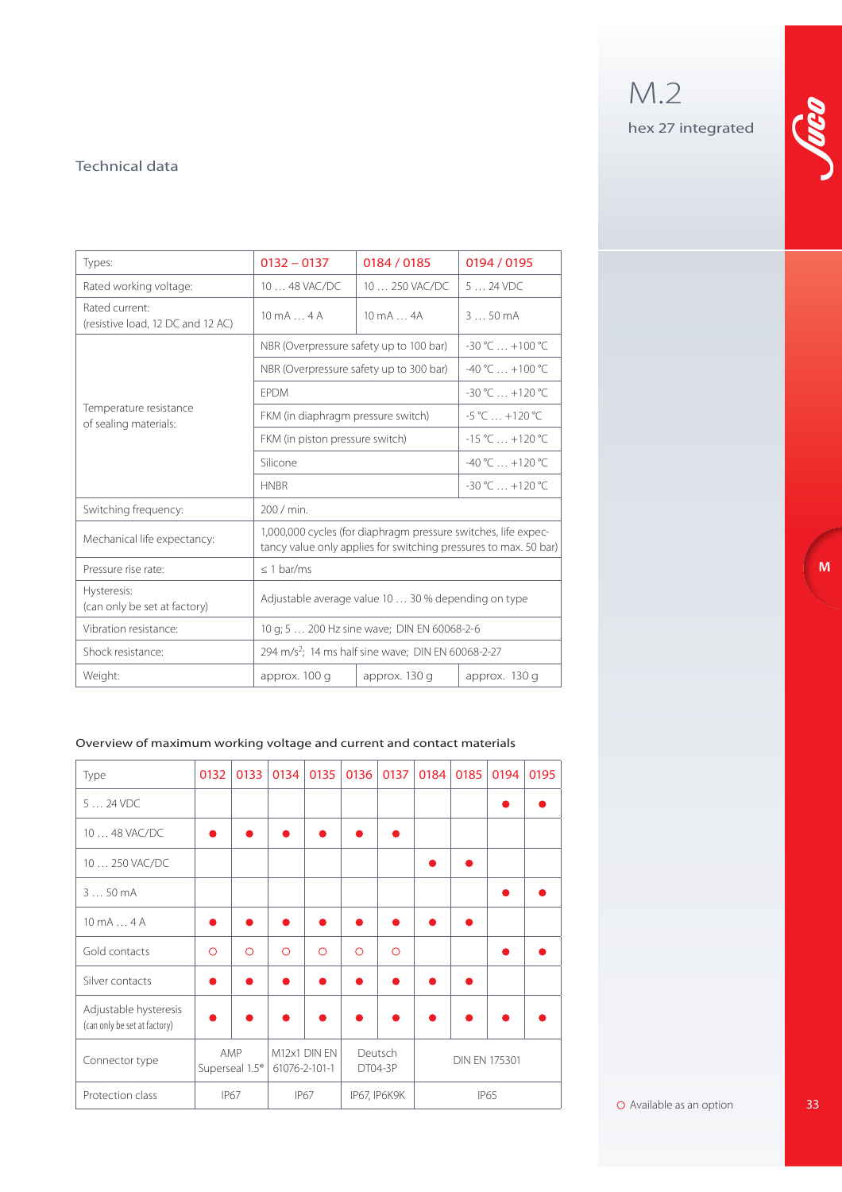# M.2

hex 27 integrated

## Technical data

| Types: | 0132 – 0137 | 0184 / 0185 | 0194 / 0195 |
|---|---|---|---|
| Rated working voltage: | 10 … 48 VAC/DC | 10 … 250 VAC/DC | 5 … 24 VDC |
| Rated current: (resistive load, 12 DC and 12 AC) | 10 mA … 4 A | 10 mA … 4A | 3 … 50 mA |
| Temperature resistance of sealing materials: | NBR (Overpressure safety up to 100 bar) | | -30 °C … +100 °C |
| | NBR (Overpressure safety up to 300 bar) | | -40 °C … +100 °C |
| | EPDM | | -30 °C … +120 °C |
| | FKM (in diaphragm pressure switch) | | -5 °C … +120 °C |
| | FKM (in piston pressure switch) | | -15 °C … +120 °C |
| | Silicone | | -40 °C … +120 °C |
| | HNBR | | -30 °C … +120 °C |
| Switching frequency: | 200 / min. | | |
| Mechanical life expectancy: | 1,000,000 cycles (for diaphragm pressure switches, life expectancy value only applies for switching pressures to max. 50 bar) | | |
| Pressure rise rate: | ≤ 1 bar/ms | | |
| Hysteresis: (can only be set at factory) | Adjustable average value 10 … 30 % depending on type | | |
| Vibration resistance: | 10 g; 5 … 200 Hz sine wave; DIN EN 60068-2-6 | | |
| Shock resistance: | 294 m/s²; 14 ms half sine wave; DIN EN 60068-2-27 | | |
| Weight: | approx. 100 g | approx. 130 g | approx. 130 g |

### Overview of maximum working voltage and current and contact materials

| Type | 0132 | 0133 | 0134 | 0135 | 0136 | 0137 | 0184 | 0185 | 0194 | 0195 |
|---|---|---|---|---|---|---|---|---|---|---|
| 5 … 24 VDC | | | | | | | | | ● | ● |
| 10 … 48 VAC/DC | ● | ● | ● | ● | ● | ● | | | | |
| 10 … 250 VAC/DC | | | | | | | ● | ● | | |
| 3 … 50 mA | | | | | | | | | ● | ● |
| 10 mA … 4 A | ● | ● | ● | ● | ● | ● | ● | ● | | |
| Gold contacts | ○ | ○ | ○ | ○ | ○ | ○ | | | ● | ● |
| Silver contacts | ● | ● | ● | ● | ● | ● | ● | ● | | |
| Adjustable hysteresis (can only be set at factory) | ● | ● | ● | ● | ● | ● | ● | ● | ● | ● |
| Connector type | AMP Superseal 1.5® | | M12x1 DIN EN 61076-2-101-1 | | Deutsch DT04-3P | | DIN EN 175301 | | | |
| Protection class | IP67 | | IP67 | | IP67, IP6K9K | | IP65 | | | |

○ Available as an option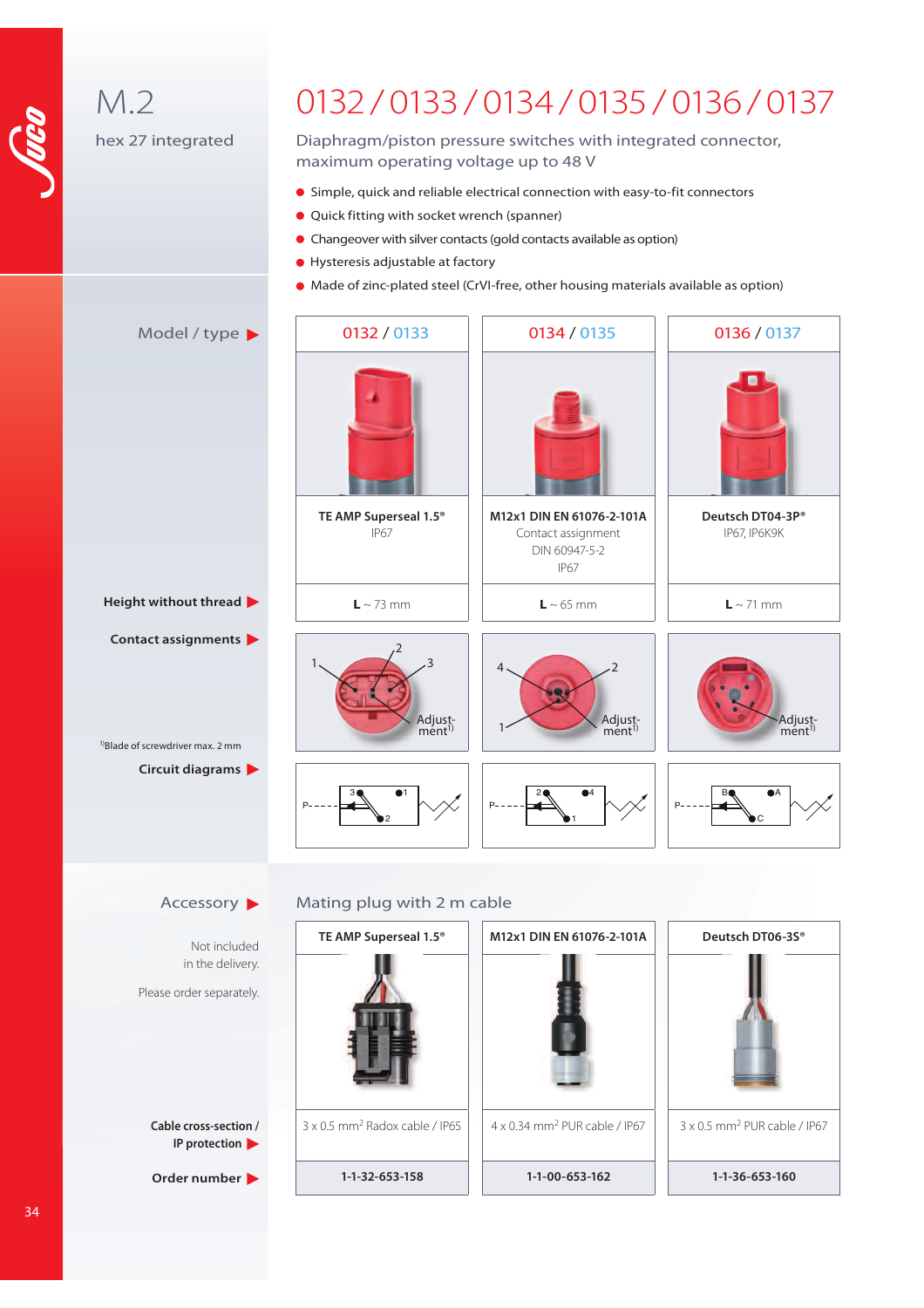# M.2

hex 27 integrated

# 0132 / 0133 / 0134 / 0135 / 0136 / 0137

Diaphragm/piston pressure switches with integrated connector, maximum operating voltage up to 48 V

- Simple, quick and reliable electrical connection with easy-to-fit connectors
- Quick fitting with socket wrench (spanner)
- Changeover with silver contacts (gold contacts available as option)
- Hysteresis adjustable at factory
- Made of zinc-plated steel (CrVI-free, other housing materials available as option)

| Model / type | 0132 / 0133 | 0134 / 0135 | 0136 / 0137 |
|---|---|---|---|
| | TE AMP Superseal 1.5® IP67 | M12x1 DIN EN 61076-2-101A Contact assignment DIN 60947-5-2 IP67 | Deutsch DT04-3P® IP67, IP6K9K |
| **Height without thread** | **L** ~ 73 mm | **L** ~ 65 mm | **L** ~ 71 mm |
| **Contact assignments** | 1, 2, 3, Adjustment[1] | 4, 2, 1, Adjustment[1] | Adjustment[1] |
| **Circuit diagrams** | P, 3, 1, 2 | P, 2, 4, 1 | P, B, A, C |

[1]Blade of screwdriver max. 2 mm

## Accessory

Mating plug with 2 m cable

Not included in the delivery.

Please order separately.

| | TE AMP Superseal 1.5® | M12x1 DIN EN 61076-2-101A | Deutsch DT06-3S® |
|---|---|---|---|
| **Cable cross-section / IP protection** | 3 x 0.5 mm² Radox cable / IP65 | 4 x 0.34 mm² PUR cable / IP67 | 3 x 0.5 mm² PUR cable / IP67 |
| **Order number** | 1-1-32-653-158 | 1-1-00-653-162 | 1-1-36-653-160 |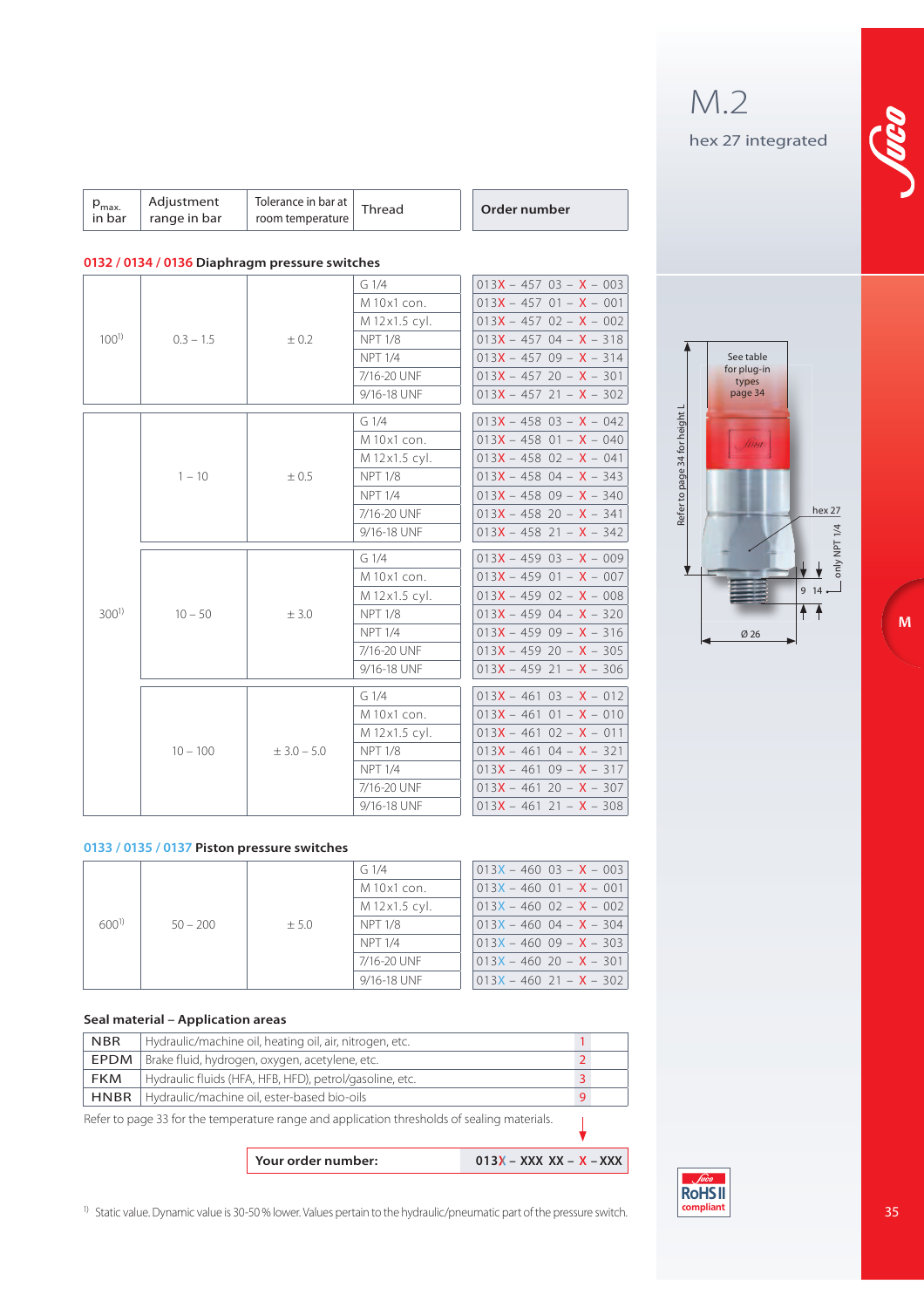# M.2

hex 27 integrated

| $p_{max.}$ in bar | Adjustment range in bar | Tolerance in bar at room temperature | Thread | Order number |
|---|---|---|---|---|

## 0132 / 0134 / 0136 Diaphragm pressure switches

| $p_{max.}$ in bar | Adjustment range in bar | Tolerance in bar at room temperature | Thread | Order number |
|---|---|---|---|---|
| 100[1] | 0.3 – 1.5 | ± 0.2 | G 1/4 | 013X – 457 03 – X – 003 |
| | | | M 10x1 con. | 013X – 457 01 – X – 001 |
| | | | M 12x1.5 cyl. | 013X – 457 02 – X – 002 |
| | | | NPT 1/8 | 013X – 457 04 – X – 318 |
| | | | NPT 1/4 | 013X – 457 09 – X – 314 |
| | | | 7/16-20 UNF | 013X – 457 20 – X – 301 |
| | | | 9/16-18 UNF | 013X – 457 21 – X – 302 |
| 300[1] | 1 – 10 | ± 0.5 | G 1/4 | 013X – 458 03 – X – 042 |
| | | | M 10x1 con. | 013X – 458 01 – X – 040 |
| | | | M 12x1.5 cyl. | 013X – 458 02 – X – 041 |
| | | | NPT 1/8 | 013X – 458 04 – X – 343 |
| | | | NPT 1/4 | 013X – 458 09 – X – 340 |
| | | | 7/16-20 UNF | 013X – 458 20 – X – 341 |
| | | | 9/16-18 UNF | 013X – 458 21 – X – 342 |
| | 10 – 50 | ± 3.0 | G 1/4 | 013X – 459 03 – X – 009 |
| | | | M 10x1 con. | 013X – 459 01 – X – 007 |
| | | | M 12x1.5 cyl. | 013X – 459 02 – X – 008 |
| | | | NPT 1/8 | 013X – 459 04 – X – 320 |
| | | | NPT 1/4 | 013X – 459 09 – X – 316 |
| | | | 7/16-20 UNF | 013X – 459 20 – X – 305 |
| | | | 9/16-18 UNF | 013X – 459 21 – X – 306 |
| | 10 – 100 | ± 3.0 – 5.0 | G 1/4 | 013X – 461 03 – X – 012 |
| | | | M 10x1 con. | 013X – 461 01 – X – 010 |
| | | | M 12x1.5 cyl. | 013X – 461 02 – X – 011 |
| | | | NPT 1/8 | 013X – 461 04 – X – 321 |
| | | | NPT 1/4 | 013X – 461 09 – X – 317 |
| | | | 7/16-20 UNF | 013X – 461 20 – X – 307 |
| | | | 9/16-18 UNF | 013X – 461 21 – X – 308 |

## 0133 / 0135 / 0137 Piston pressure switches

| $p_{max.}$ in bar | Adjustment range in bar | Tolerance in bar at room temperature | Thread | Order number |
|---|---|---|---|---|
| 600[1] | 50 – 200 | ± 5.0 | G 1/4 | 013X – 460 03 – X – 003 |
| | | | M 10x1 con. | 013X – 460 01 – X – 001 |
| | | | M 12x1.5 cyl. | 013X – 460 02 – X – 002 |
| | | | NPT 1/8 | 013X – 460 04 – X – 304 |
| | | | NPT 1/4 | 013X – 460 09 – X – 303 |
| | | | 7/16-20 UNF | 013X – 460 20 – X – 301 |
| | | | 9/16-18 UNF | 013X – 460 21 – X – 302 |

### Seal material – Application areas

| Material | Application areas | Code |
|---|---|---|
| NBR | Hydraulic/machine oil, heating oil, air, nitrogen, etc. | 1 |
| EPDM | Brake fluid, hydrogen, oxygen, acetylene, etc. | 2 |
| FKM | Hydraulic fluids (HFA, HFB, HFD), petrol/gasoline, etc. | 3 |
| HNBR | Hydraulic/machine oil, ester-based bio-oils | 9 |

Refer to page 33 for the temperature range and application thresholds of sealing materials.

| Your order number: | 013X – XXX XX – X – XXX |
|---|---|

See table for plug-in types page 34

Refer to page 34 for height L

hex 27

only NPT 1/4

9 14

Ø 26

RoHS II compliant

[1] Static value. Dynamic value is 30-50 % lower. Values pertain to the hydraulic/pneumatic part of the pressure switch.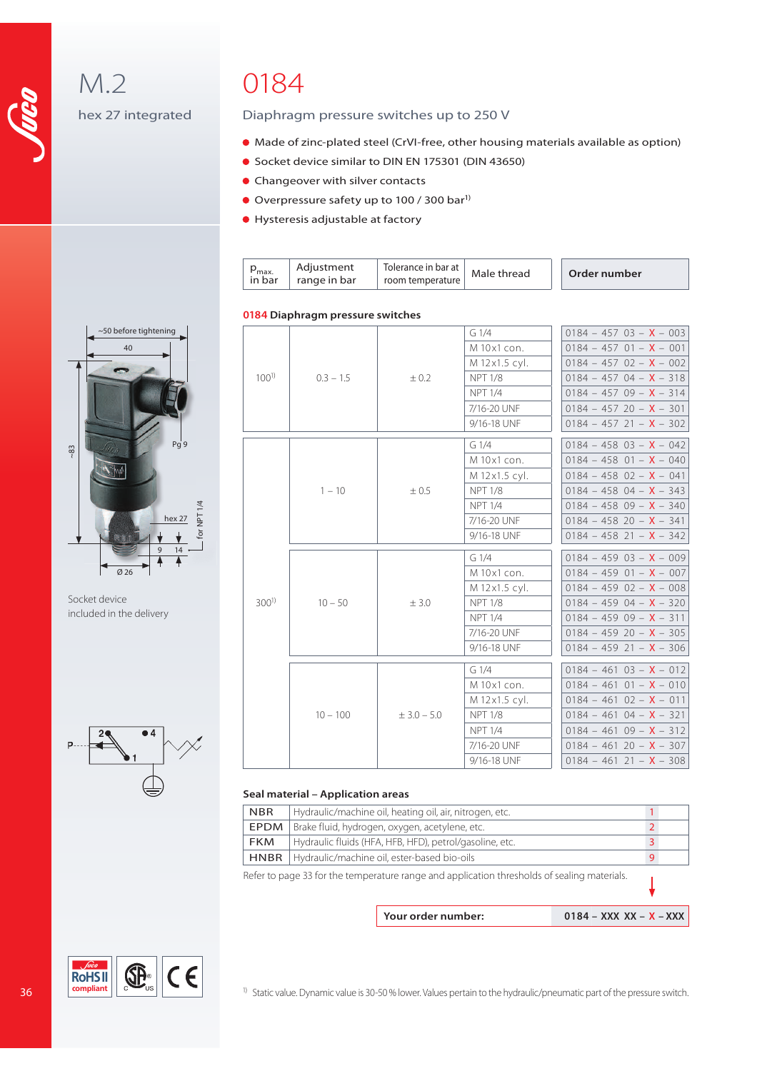# M.2

hex 27 integrated

# 0184

## Diaphragm pressure switches up to 250 V

- Made of zinc-plated steel (CrVI-free, other housing materials available as option)
- Socket device similar to DIN EN 175301 (DIN 43650)
- Changeover with silver contacts
- Overpressure safety up to 100 / 300 bar[1]
- Hysteresis adjustable at factory

~50 before tightening

40

~83

Pg 9

hex 27

for NPT 1/4

9 14

Ø 26

Socket device included in the delivery

### 0184 Diaphragm pressure switches

| $p_{max.}$ in bar | Adjustment range in bar | Tolerance in bar at room temperature | Male thread | Order number |
|---|---|---|---|---|
| 100[1] | 0.3 – 1.5 | ± 0.2 | G 1/4 | 0184 – 457 03 – X – 003 |
| | | | M 10x1 con. | 0184 – 457 01 – X – 001 |
| | | | M 12x1.5 cyl. | 0184 – 457 02 – X – 002 |
| | | | NPT 1/8 | 0184 – 457 04 – X – 318 |
| | | | NPT 1/4 | 0184 – 457 09 – X – 314 |
| | | | 7/16-20 UNF | 0184 – 457 20 – X – 301 |
| | | | 9/16-18 UNF | 0184 – 457 21 – X – 302 |
| 300[1] | 1 – 10 | ± 0.5 | G 1/4 | 0184 – 458 03 – X – 042 |
| | | | M 10x1 con. | 0184 – 458 01 – X – 040 |
| | | | M 12x1.5 cyl. | 0184 – 458 02 – X – 041 |
| | | | NPT 1/8 | 0184 – 458 04 – X – 343 |
| | | | NPT 1/4 | 0184 – 458 09 – X – 340 |
| | | | 7/16-20 UNF | 0184 – 458 20 – X – 341 |
| | | | 9/16-18 UNF | 0184 – 458 21 – X – 342 |
| | 10 – 50 | ± 3.0 | G 1/4 | 0184 – 459 03 – X – 009 |
| | | | M 10x1 con. | 0184 – 459 01 – X – 007 |
| | | | M 12x1.5 cyl. | 0184 – 459 02 – X – 008 |
| | | | NPT 1/8 | 0184 – 459 04 – X – 320 |
| | | | NPT 1/4 | 0184 – 459 09 – X – 311 |
| | | | 7/16-20 UNF | 0184 – 459 20 – X – 305 |
| | | | 9/16-18 UNF | 0184 – 459 21 – X – 306 |
| | 10 – 100 | ± 3.0 – 5.0 | G 1/4 | 0184 – 461 03 – X – 012 |
| | | | M 10x1 con. | 0184 – 461 01 – X – 010 |
| | | | M 12x1.5 cyl. | 0184 – 461 02 – X – 011 |
| | | | NPT 1/8 | 0184 – 461 04 – X – 321 |
| | | | NPT 1/4 | 0184 – 461 09 – X – 312 |
| | | | 7/16-20 UNF | 0184 – 461 20 – X – 307 |
| | | | 9/16-18 UNF | 0184 – 461 21 – X – 308 |

### Seal material – Application areas

| | | |
|---|---|---|
| NBR | Hydraulic/machine oil, heating oil, air, nitrogen, etc. | 1 |
| EPDM | Brake fluid, hydrogen, oxygen, acetylene, etc. | 2 |
| FKM | Hydraulic fluids (HFA, HFB, HFD), petrol/gasoline, etc. | 3 |
| HNBR | Hydraulic/machine oil, ester-based bio-oils | 9 |

Refer to page 33 for the temperature range and application thresholds of sealing materials.

| Your order number: | 0184 – XXX XX – X – XXX |
|---|---|

RoHS II compliant

[1] Static value. Dynamic value is 30-50 % lower. Values pertain to the hydraulic/pneumatic part of the pressure switch.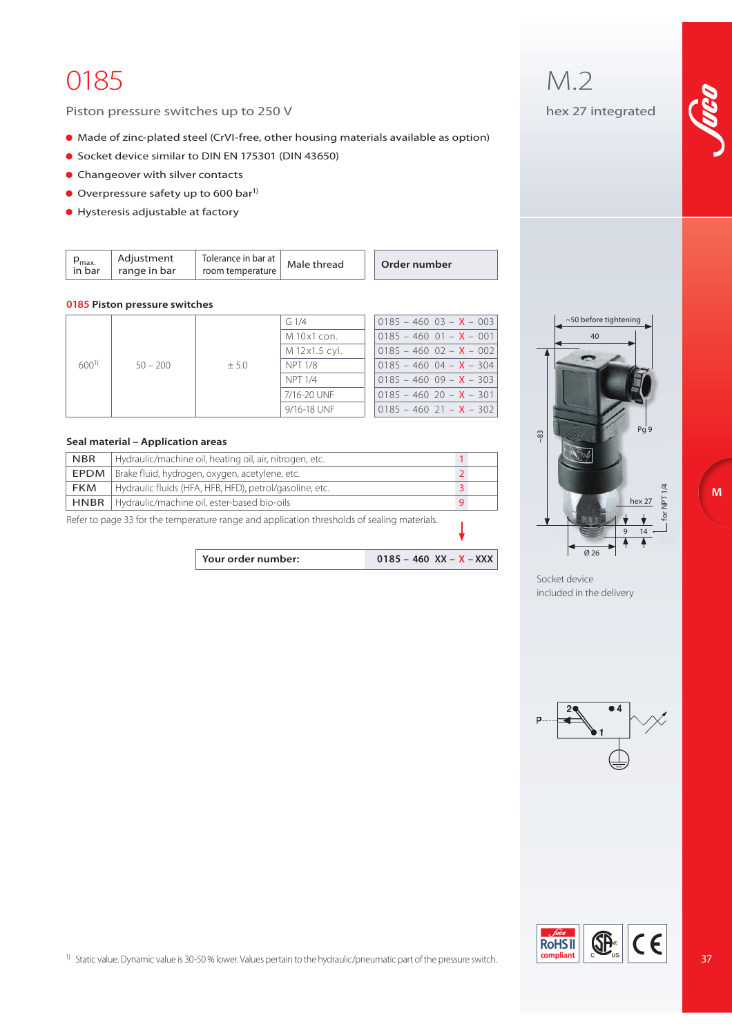# 0185

Piston pressure switches up to 250 V

- Made of zinc-plated steel (CrVI-free, other housing materials available as option)
- Socket device similar to DIN EN 175301 (DIN 43650)
- Changeover with silver contacts
- Overpressure safety up to 600 bar[1)]
- Hysteresis adjustable at factory

## M.2

hex 27 integrated

**0185 Piston pressure switches**

| $p_{max.}$ in bar | Adjustment range in bar | Tolerance in bar at room temperature | Male thread | Order number |
|---|---|---|---|---|
| 600[1)] | 50 – 200 | ± 5.0 | G 1/4 | 0185 – 460 03 – X – 003 |
| | | | M 10x1 con. | 0185 – 460 01 – X – 001 |
| | | | M 12x1.5 cyl. | 0185 – 460 02 – X – 002 |
| | | | NPT 1/8 | 0185 – 460 04 – X – 304 |
| | | | NPT 1/4 | 0185 – 460 09 – X – 303 |
| | | | 7/16-20 UNF | 0185 – 460 20 – X – 301 |
| | | | 9/16-18 UNF | 0185 – 460 21 – X – 302 |

**Seal material – Application areas**

| | | |
|---|---|---|
| NBR | Hydraulic/machine oil, heating oil, air, nitrogen, etc. | 1 |
| EPDM | Brake fluid, hydrogen, oxygen, acetylene, etc. | 2 |
| FKM | Hydraulic fluids (HFA, HFB, HFD), petrol/gasoline, etc. | 3 |
| HNBR | Hydraulic/machine oil, ester-based bio-oils | 9 |

Refer to page 33 for the temperature range and application thresholds of sealing materials.

| Your order number: | 0185 – 460 XX – X – XXX |
|---|---|

~50 before tightening, 40, ~83, Pg 9, hex 27, for NPT 1/4, 9, 14, Ø 26

Socket device included in the delivery

[1)] Static value. Dynamic value is 30-50 % lower. Values pertain to the hydraulic/pneumatic part of the pressure switch.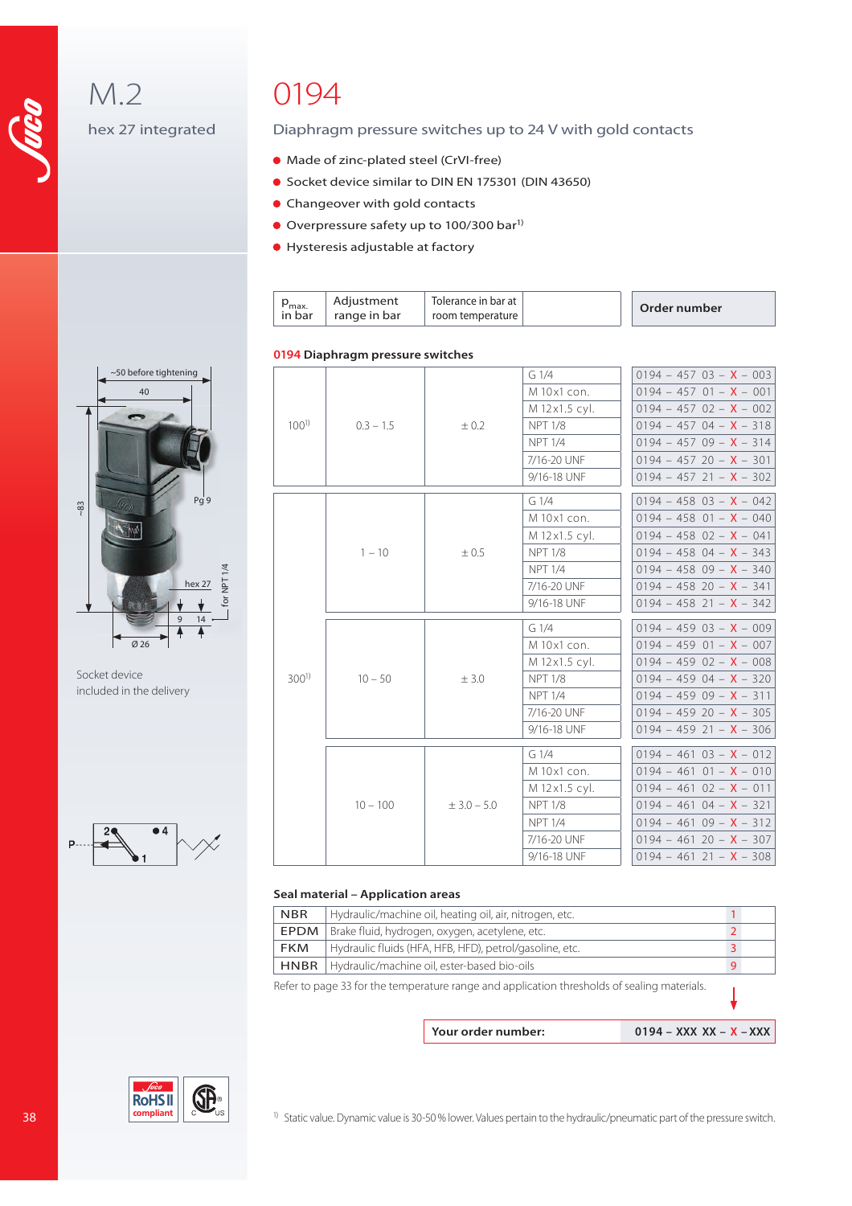# M.2

hex 27 integrated

# 0194

## Diaphragm pressure switches up to 24 V with gold contacts

- Made of zinc-plated steel (CrVI-free)
- Socket device similar to DIN EN 175301 (DIN 43650)
- Changeover with gold contacts
- Overpressure safety up to 100/300 bar[1)]
- Hysteresis adjustable at factory

~50 before tightening

40

~83

Pg 9

hex 27

for NPT 1/4

9

14

Ø 26

Socket device included in the delivery

### 0194 Diaphragm pressure switches

| $p_{max.}$ in bar | Adjustment range in bar | Tolerance in bar at room temperature | | Order number |
|---|---|---|---|---|
| 100[1)] | 0.3 – 1.5 | ± 0.2 | G 1/4 | 0194 – 457 03 – X – 003 |
| | | | M 10x1 con. | 0194 – 457 01 – X – 001 |
| | | | M 12x1.5 cyl. | 0194 – 457 02 – X – 002 |
| | | | NPT 1/8 | 0194 – 457 04 – X – 318 |
| | | | NPT 1/4 | 0194 – 457 09 – X – 314 |
| | | | 7/16-20 UNF | 0194 – 457 20 – X – 301 |
| | | | 9/16-18 UNF | 0194 – 457 21 – X – 302 |
| 300[1)] | 1 – 10 | ± 0.5 | G 1/4 | 0194 – 458 03 – X – 042 |
| | | | M 10x1 con. | 0194 – 458 01 – X – 040 |
| | | | M 12x1.5 cyl. | 0194 – 458 02 – X – 041 |
| | | | NPT 1/8 | 0194 – 458 04 – X – 343 |
| | | | NPT 1/4 | 0194 – 458 09 – X – 340 |
| | | | 7/16-20 UNF | 0194 – 458 20 – X – 341 |
| | | | 9/16-18 UNF | 0194 – 458 21 – X – 342 |
| | 10 – 50 | ± 3.0 | G 1/4 | 0194 – 459 03 – X – 009 |
| | | | M 10x1 con. | 0194 – 459 01 – X – 007 |
| | | | M 12x1.5 cyl. | 0194 – 459 02 – X – 008 |
| | | | NPT 1/8 | 0194 – 459 04 – X – 320 |
| | | | NPT 1/4 | 0194 – 459 09 – X – 311 |
| | | | 7/16-20 UNF | 0194 – 459 20 – X – 305 |
| | | | 9/16-18 UNF | 0194 – 459 21 – X – 306 |
| | 10 – 100 | ± 3.0 – 5.0 | G 1/4 | 0194 – 461 03 – X – 012 |
| | | | M 10x1 con. | 0194 – 461 01 – X – 010 |
| | | | M 12x1.5 cyl. | 0194 – 461 02 – X – 011 |
| | | | NPT 1/8 | 0194 – 461 04 – X – 321 |
| | | | NPT 1/4 | 0194 – 461 09 – X – 312 |
| | | | 7/16-20 UNF | 0194 – 461 20 – X – 307 |
| | | | 9/16-18 UNF | 0194 – 461 21 – X – 308 |

P 2 4 1

### Seal material – Application areas

| | | |
|---|---|---|
| NBR | Hydraulic/machine oil, heating oil, air, nitrogen, etc. | 1 |
| EPDM | Brake fluid, hydrogen, oxygen, acetylene, etc. | 2 |
| FKM | Hydraulic fluids (HFA, HFB, HFD), petrol/gasoline, etc. | 3 |
| HNBR | Hydraulic/machine oil, ester-based bio-oils | 9 |

Refer to page 33 for the temperature range and application thresholds of sealing materials.

| Your order number: | 0194 – XXX XX – X – XXX |
|---|---|

RoHS II compliant

[1)] Static value. Dynamic value is 30-50 % lower. Values pertain to the hydraulic/pneumatic part of the pressure switch.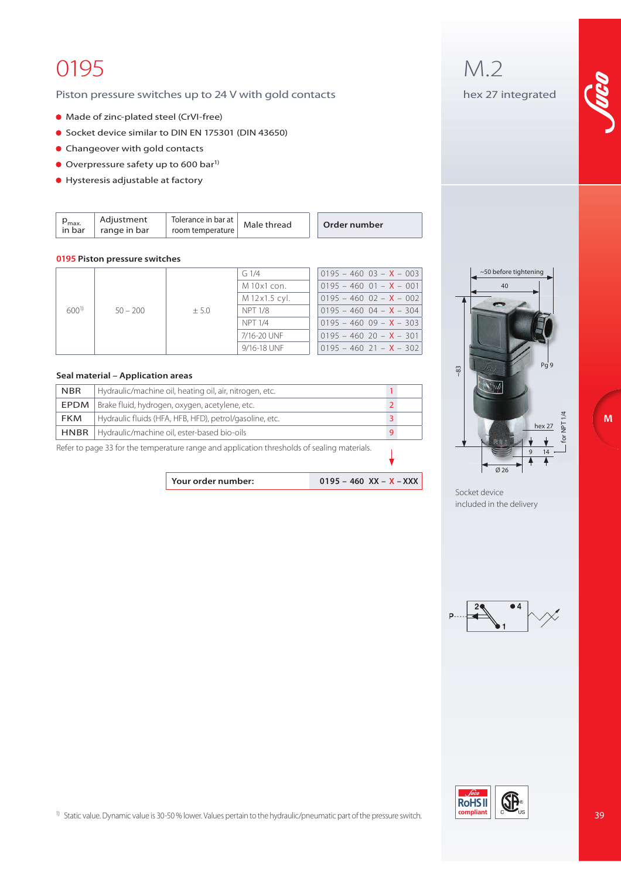# 0195

Piston pressure switches up to 24 V with gold contacts

- Made of zinc-plated steel (CrVI-free)
- Socket device similar to DIN EN 175301 (DIN 43650)
- Changeover with gold contacts
- Overpressure safety up to 600 bar[1)]
- Hysteresis adjustable at factory

## M.2

hex 27 integrated

| $p_{max.}$ in bar | Adjustment range in bar | Tolerance in bar at room temperature | Male thread | Order number |
|---|---|---|---|---|
| **0195 Piston pressure switches** | | | | |
| 600[1)] | 50 – 200 | ± 5.0 | G 1/4 | 0195 – 460 03 – X – 003 |
| | | | M 10x1 con. | 0195 – 460 01 – X – 001 |
| | | | M 12x1.5 cyl. | 0195 – 460 02 – X – 002 |
| | | | NPT 1/8 | 0195 – 460 04 – X – 304 |
| | | | NPT 1/4 | 0195 – 460 09 – X – 303 |
| | | | 7/16-20 UNF | 0195 – 460 20 – X – 301 |
| | | | 9/16-18 UNF | 0195 – 460 21 – X – 302 |

### Seal material – Application areas

| | | |
|---|---|---|
| NBR | Hydraulic/machine oil, heating oil, air, nitrogen, etc. | 1 |
| EPDM | Brake fluid, hydrogen, oxygen, acetylene, etc. | 2 |
| FKM | Hydraulic fluids (HFA, HFB, HFD), petrol/gasoline, etc. | 3 |
| HNBR | Hydraulic/machine oil, ester-based bio-oils | 9 |

Refer to page 33 for the temperature range and application thresholds of sealing materials.

| **Your order number:** | **0195 – 460 XX – X – XXX** |
|---|---|

~50 before tightening
40
~83
Pg 9
hex 27
for NPT 1/4
9
14
Ø 26

Socket device included in the delivery

P
2
4
1

RoHS II compliant

[1)] Static value. Dynamic value is 30-50 % lower. Values pertain to the hydraulic/pneumatic part of the pressure switch.